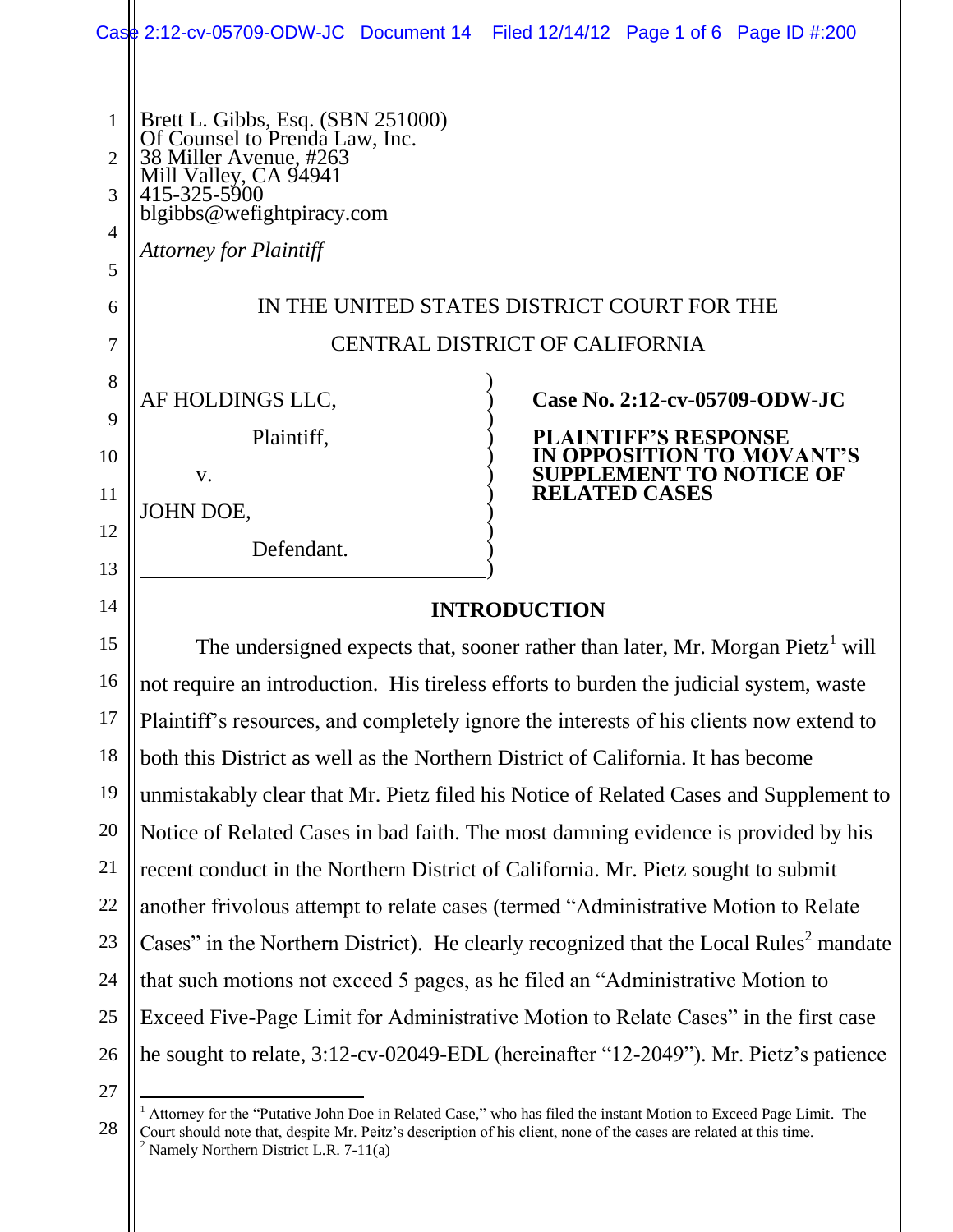Brett L. Gibbs, Esq. (SBN 251000)
Of Counsel to Prenda Law, Inc.
38 Miller Avenue, #263
Mill Valley, CA 94941
415-325-5900
blgibbs@wefightpiracy.com

*Attorney for Plaintiff*

IN THE UNITED STATES DISTRICT COURT FOR THE

CENTRAL DISTRICT OF CALIFORNIA

AF HOLDINGS LLC,

Plaintiff,

v.

JOHN DOE,

Defendant.

**Case No. 2:12-cv-05709-ODW-JC**

**PLAINTIFF'S RESPONSE IN OPPOSITION TO MOVANT'S SUPPLEMENT TO NOTICE OF RELATED CASES**

## INTRODUCTION

The undersigned expects that, sooner rather than later, Mr. Morgan Pietz[1] will not require an introduction. His tireless efforts to burden the judicial system, waste Plaintiff's resources, and completely ignore the interests of his clients now extend to both this District as well as the Northern District of California. It has become unmistakably clear that Mr. Pietz filed his Notice of Related Cases and Supplement to Notice of Related Cases in bad faith. The most damning evidence is provided by his recent conduct in the Northern District of California. Mr. Pietz sought to submit another frivolous attempt to relate cases (termed "Administrative Motion to Relate Cases" in the Northern District). He clearly recognized that the Local Rules[2] mandate that such motions not exceed 5 pages, as he filed an "Administrative Motion to Exceed Five-Page Limit for Administrative Motion to Relate Cases" in the first case he sought to relate, 3:12-cv-02049-EDL (hereinafter "12-2049"). Mr. Pietz's patience

[1] Attorney for the "Putative John Doe in Related Case," who has filed the instant Motion to Exceed Page Limit. The Court should note that, despite Mr. Peitz's description of his client, none of the cases are related at this time.

[2] Namely Northern District L.R. 7-11(a)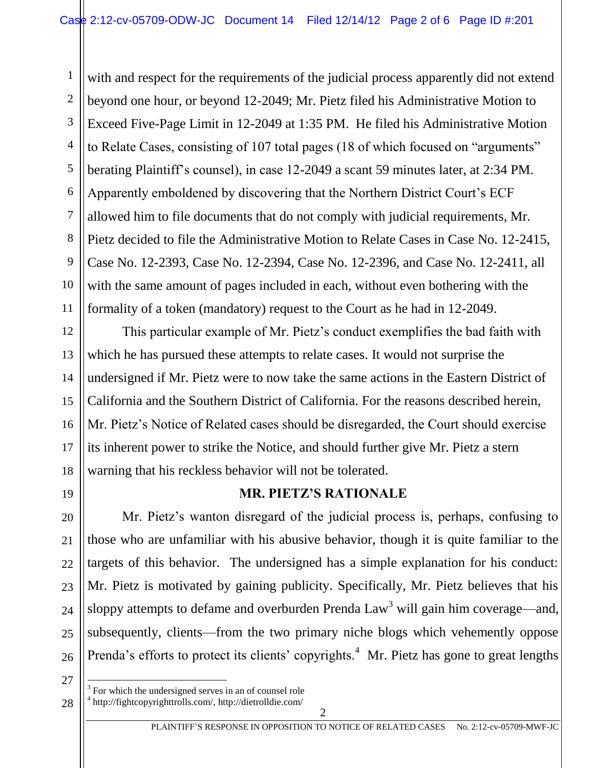with and respect for the requirements of the judicial process apparently did not extend beyond one hour, or beyond 12-2049; Mr. Pietz filed his Administrative Motion to Exceed Five-Page Limit in 12-2049 at 1:35 PM. He filed his Administrative Motion to Relate Cases, consisting of 107 total pages (18 of which focused on "arguments" berating Plaintiff's counsel), in case 12-2049 a scant 59 minutes later, at 2:34 PM. Apparently emboldened by discovering that the Northern District Court's ECF allowed him to file documents that do not comply with judicial requirements, Mr. Pietz decided to file the Administrative Motion to Relate Cases in Case No. 12-2415, Case No. 12-2393, Case No. 12-2394, Case No. 12-2396, and Case No. 12-2411, all with the same amount of pages included in each, without even bothering with the formality of a token (mandatory) request to the Court as he had in 12-2049.

This particular example of Mr. Pietz's conduct exemplifies the bad faith with which he has pursued these attempts to relate cases. It would not surprise the undersigned if Mr. Pietz were to now take the same actions in the Eastern District of California and the Southern District of California. For the reasons described herein, Mr. Pietz's Notice of Related cases should be disregarded, the Court should exercise its inherent power to strike the Notice, and should further give Mr. Pietz a stern warning that his reckless behavior will not be tolerated.

## MR. PIETZ'S RATIONALE

Mr. Pietz's wanton disregard of the judicial process is, perhaps, confusing to those who are unfamiliar with his abusive behavior, though it is quite familiar to the targets of this behavior. The undersigned has a simple explanation for his conduct: Mr. Pietz is motivated by gaining publicity. Specifically, Mr. Pietz believes that his sloppy attempts to defame and overburden Prenda Law[3] will gain him coverage—and, subsequently, clients—from the two primary niche blogs which vehemently oppose Prenda's efforts to protect its clients' copyrights.[4] Mr. Pietz has gone to great lengths

---

[3] For which the undersigned serves in an of counsel role

[4] http://fightcopyrighttrolls.com/, http://dietrolldie.com/

PLAINTIFF'S RESPONSE IN OPPOSITION TO NOTICE OF RELATED CASES No. 2:12-cv-05709-MWF-JC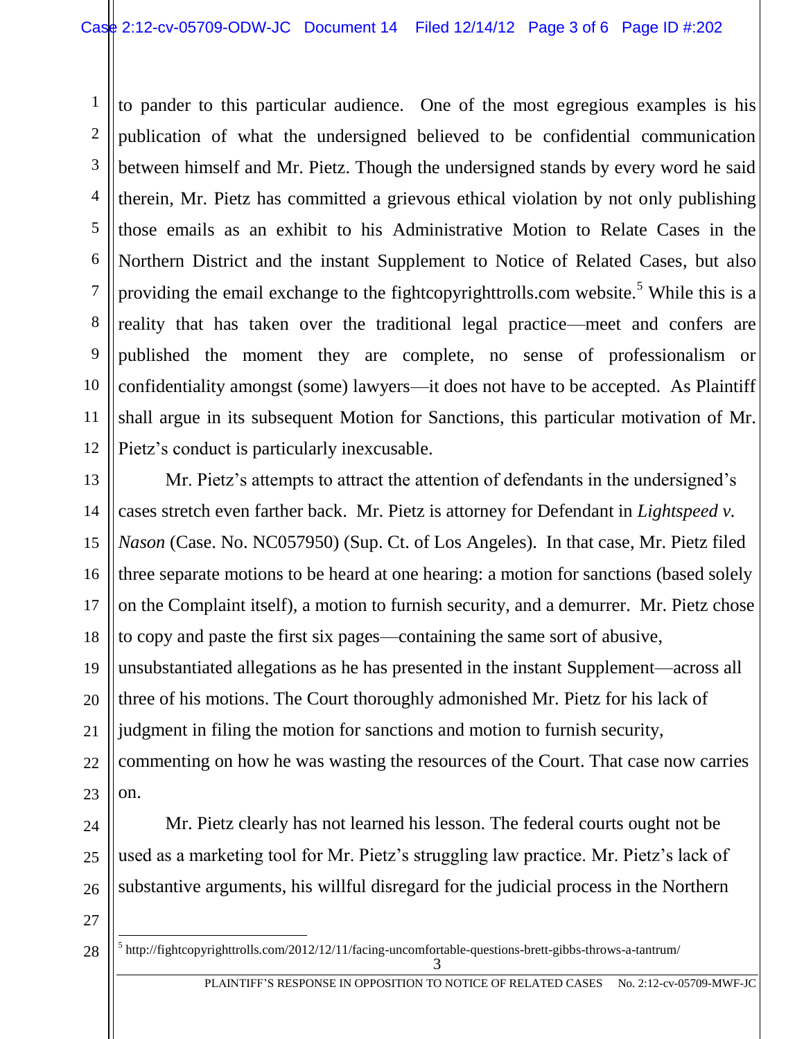to pander to this particular audience. One of the most egregious examples is his publication of what the undersigned believed to be confidential communication between himself and Mr. Pietz. Though the undersigned stands by every word he said therein, Mr. Pietz has committed a grievous ethical violation by not only publishing those emails as an exhibit to his Administrative Motion to Relate Cases in the Northern District and the instant Supplement to Notice of Related Cases, but also providing the email exchange to the fightcopyrighttrolls.com website.[5] While this is a reality that has taken over the traditional legal practice—meet and confers are published the moment they are complete, no sense of professionalism or confidentiality amongst (some) lawyers—it does not have to be accepted. As Plaintiff shall argue in its subsequent Motion for Sanctions, this particular motivation of Mr. Pietz's conduct is particularly inexcusable.

Mr. Pietz's attempts to attract the attention of defendants in the undersigned's cases stretch even farther back. Mr. Pietz is attorney for Defendant in *Lightspeed v. Nason* (Case. No. NC057950) (Sup. Ct. of Los Angeles). In that case, Mr. Pietz filed three separate motions to be heard at one hearing: a motion for sanctions (based solely on the Complaint itself), a motion to furnish security, and a demurrer. Mr. Pietz chose to copy and paste the first six pages—containing the same sort of abusive, unsubstantiated allegations as he has presented in the instant Supplement—across all three of his motions. The Court thoroughly admonished Mr. Pietz for his lack of judgment in filing the motion for sanctions and motion to furnish security, commenting on how he was wasting the resources of the Court. That case now carries on.

Mr. Pietz clearly has not learned his lesson. The federal courts ought not be used as a marketing tool for Mr. Pietz's struggling law practice. Mr. Pietz's lack of substantive arguments, his willful disregard for the judicial process in the Northern

[5] http://fightcopyrighttrolls.com/2012/12/11/facing-uncomfortable-questions-brett-gibbs-throws-a-tantrum/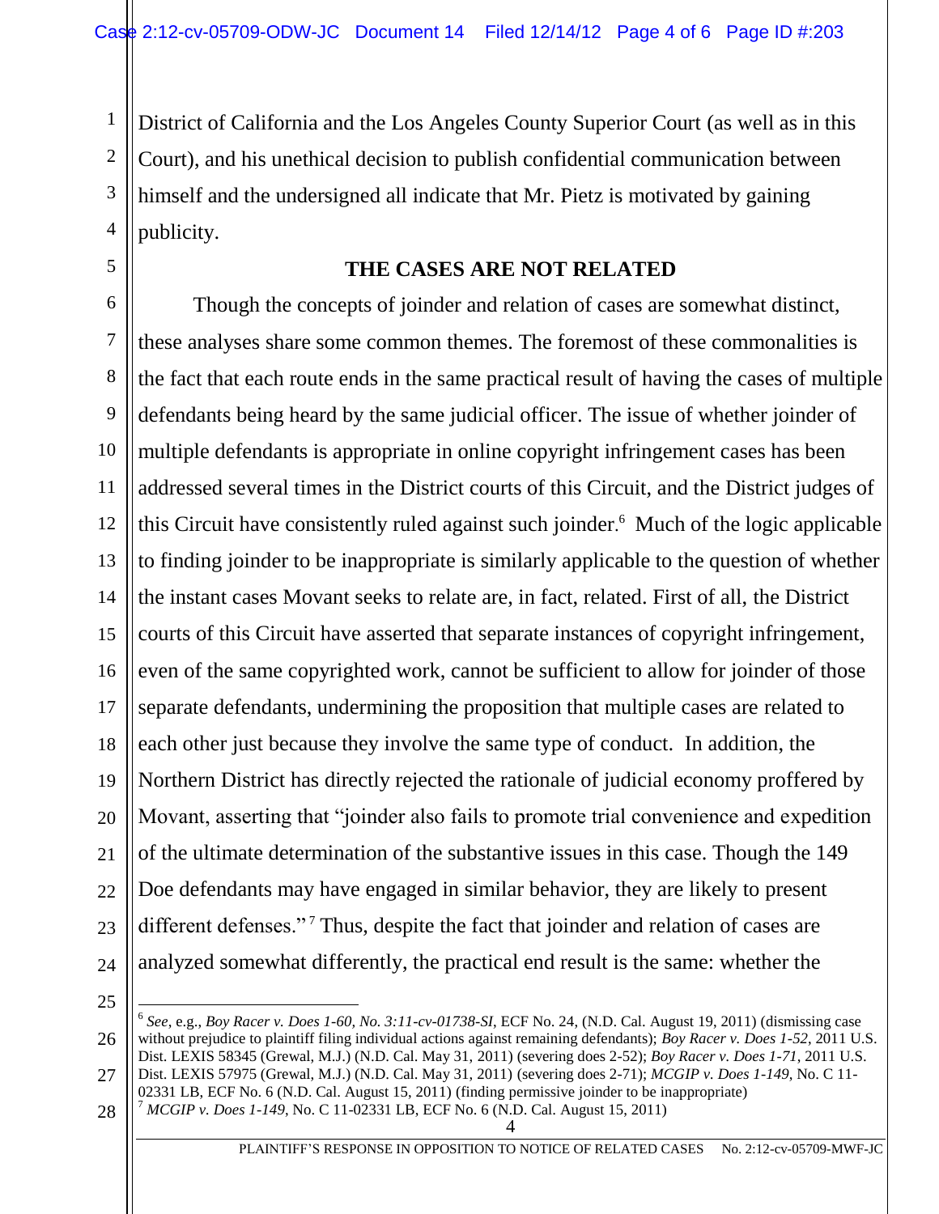District of California and the Los Angeles County Superior Court (as well as in this Court), and his unethical decision to publish confidential communication between himself and the undersigned all indicate that Mr. Pietz is motivated by gaining publicity.

## THE CASES ARE NOT RELATED

Though the concepts of joinder and relation of cases are somewhat distinct, these analyses share some common themes. The foremost of these commonalities is the fact that each route ends in the same practical result of having the cases of multiple defendants being heard by the same judicial officer. The issue of whether joinder of multiple defendants is appropriate in online copyright infringement cases has been addressed several times in the District courts of this Circuit, and the District judges of this Circuit have consistently ruled against such joinder.[6] Much of the logic applicable to finding joinder to be inappropriate is similarly applicable to the question of whether the instant cases Movant seeks to relate are, in fact, related. First of all, the District courts of this Circuit have asserted that separate instances of copyright infringement, even of the same copyrighted work, cannot be sufficient to allow for joinder of those separate defendants, undermining the proposition that multiple cases are related to each other just because they involve the same type of conduct. In addition, the Northern District has directly rejected the rationale of judicial economy proffered by Movant, asserting that "joinder also fails to promote trial convenience and expedition of the ultimate determination of the substantive issues in this case. Though the 149 Doe defendants may have engaged in similar behavior, they are likely to present different defenses."[7] Thus, despite the fact that joinder and relation of cases are analyzed somewhat differently, the practical end result is the same: whether the

---

[6] *See*, e.g., *Boy Racer v. Does 1-60, No. 3:11-cv-01738-SI*, ECF No. 24, (N.D. Cal. August 19, 2011) (dismissing case without prejudice to plaintiff filing individual actions against remaining defendants); *Boy Racer v. Does 1-52*, 2011 U.S. Dist. LEXIS 58345 (Grewal, M.J.) (N.D. Cal. May 31, 2011) (severing does 2-52); *Boy Racer v. Does 1-71*, 2011 U.S. Dist. LEXIS 57975 (Grewal, M.J.) (N.D. Cal. May 31, 2011) (severing does 2-71); *MCGIP v. Does 1-149*, No. C 11-02331 LB, ECF No. 6 (N.D. Cal. August 15, 2011) (finding permissive joinder to be inappropriate)

[7] *MCGIP v. Does 1-149*, No. C 11-02331 LB, ECF No. 6 (N.D. Cal. August 15, 2011)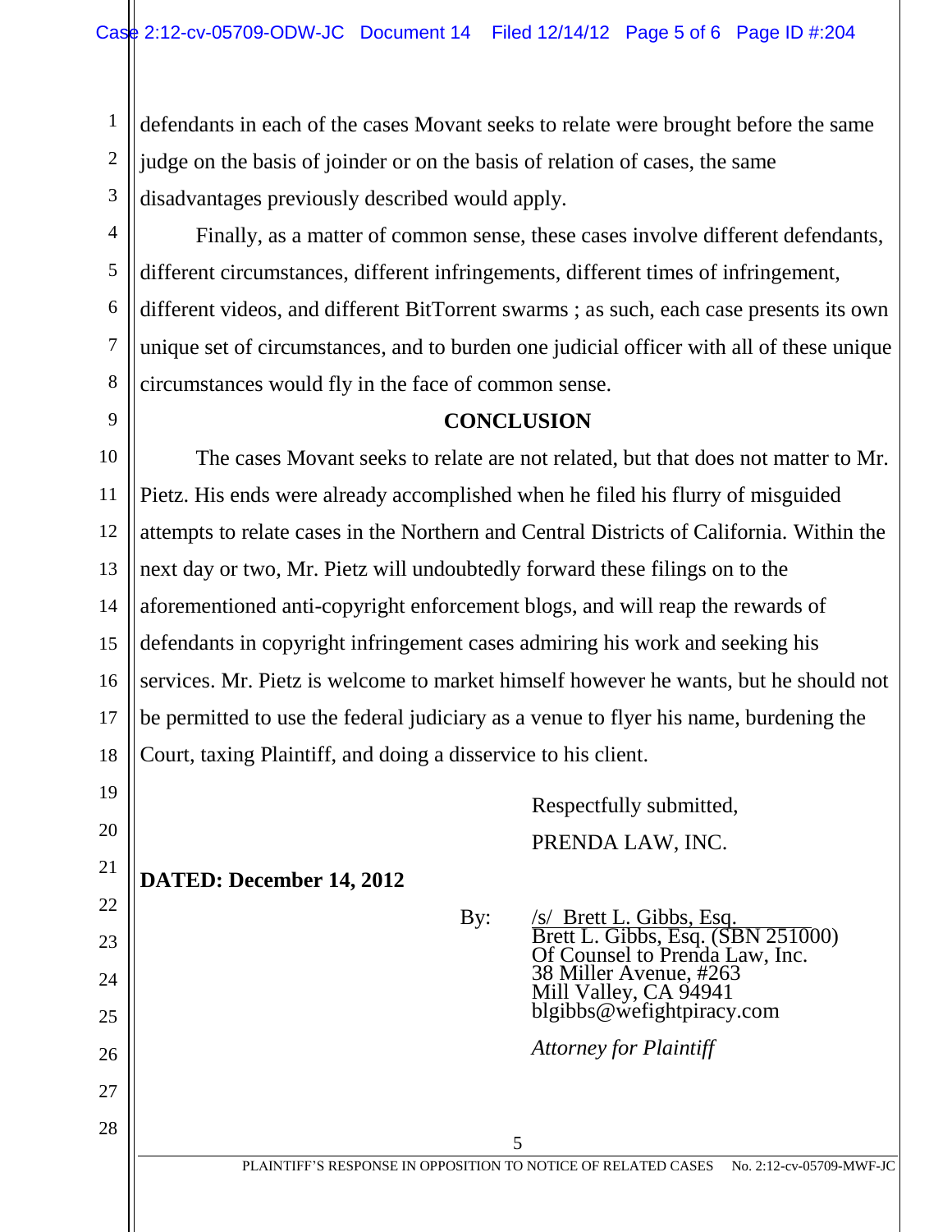defendants in each of the cases Movant seeks to relate were brought before the same judge on the basis of joinder or on the basis of relation of cases, the same disadvantages previously described would apply.

Finally, as a matter of common sense, these cases involve different defendants, different circumstances, different infringements, different times of infringement, different videos, and different BitTorrent swarms ; as such, each case presents its own unique set of circumstances, and to burden one judicial officer with all of these unique circumstances would fly in the face of common sense.

## CONCLUSION

The cases Movant seeks to relate are not related, but that does not matter to Mr. Pietz. His ends were already accomplished when he filed his flurry of misguided attempts to relate cases in the Northern and Central Districts of California. Within the next day or two, Mr. Pietz will undoubtedly forward these filings on to the aforementioned anti-copyright enforcement blogs, and will reap the rewards of defendants in copyright infringement cases admiring his work and seeking his services. Mr. Pietz is welcome to market himself however he wants, but he should not be permitted to use the federal judiciary as a venue to flyer his name, burdening the Court, taxing Plaintiff, and doing a disservice to his client.

Respectfully submitted,

PRENDA LAW, INC.

**DATED: December 14, 2012**

By: /s/ Brett L. Gibbs, Esq.
Brett L. Gibbs, Esq. (SBN 251000)
Of Counsel to Prenda Law, Inc.
38 Miller Avenue, #263
Mill Valley, CA 94941
blgibbs@wefightpiracy.com

*Attorney for Plaintiff*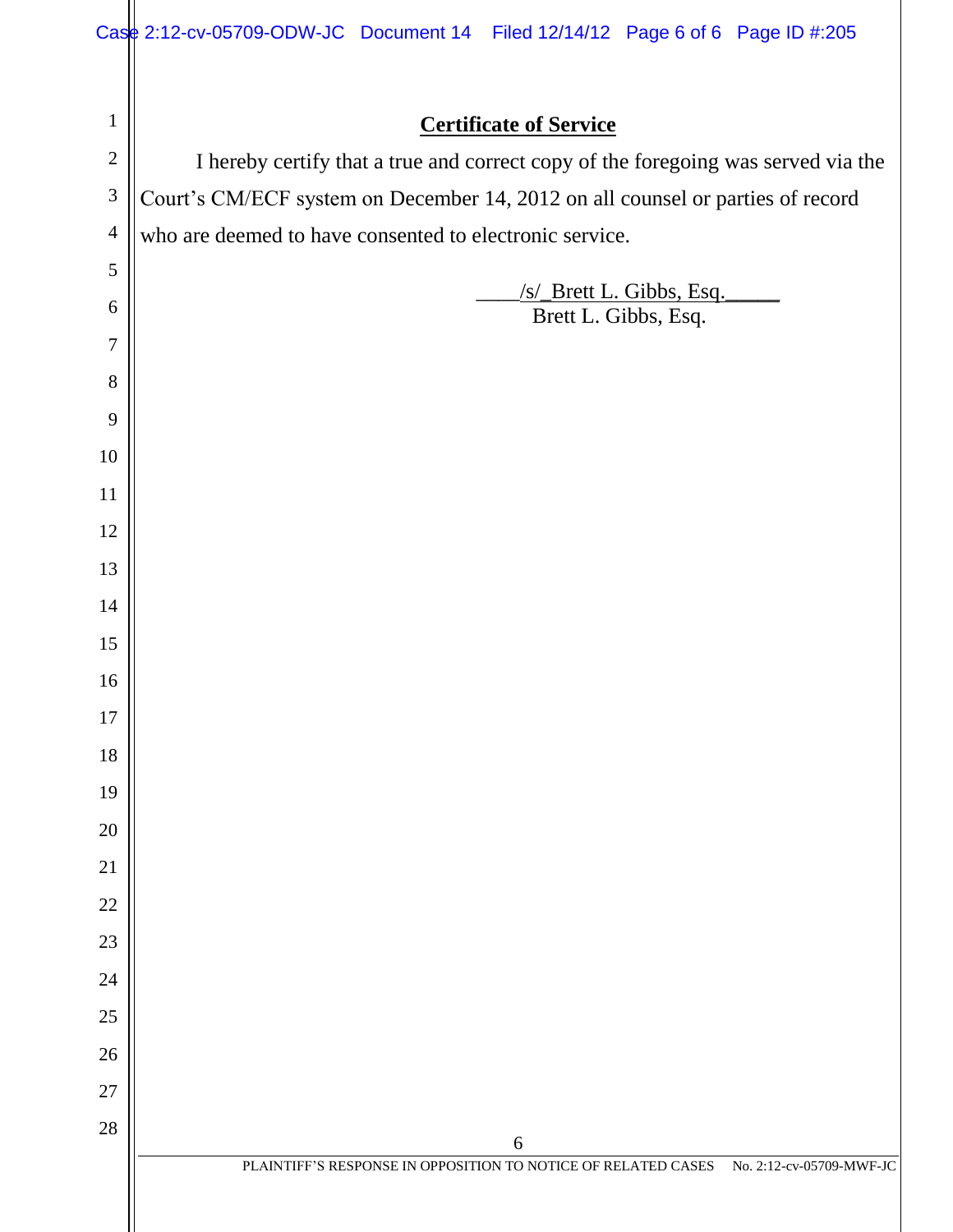**Certificate of Service**

I hereby certify that a true and correct copy of the foregoing was served via the Court's CM/ECF system on December 14, 2012 on all counsel or parties of record who are deemed to have consented to electronic service.

____/s/_Brett L. Gibbs, Esq._____
Brett L. Gibbs, Esq.